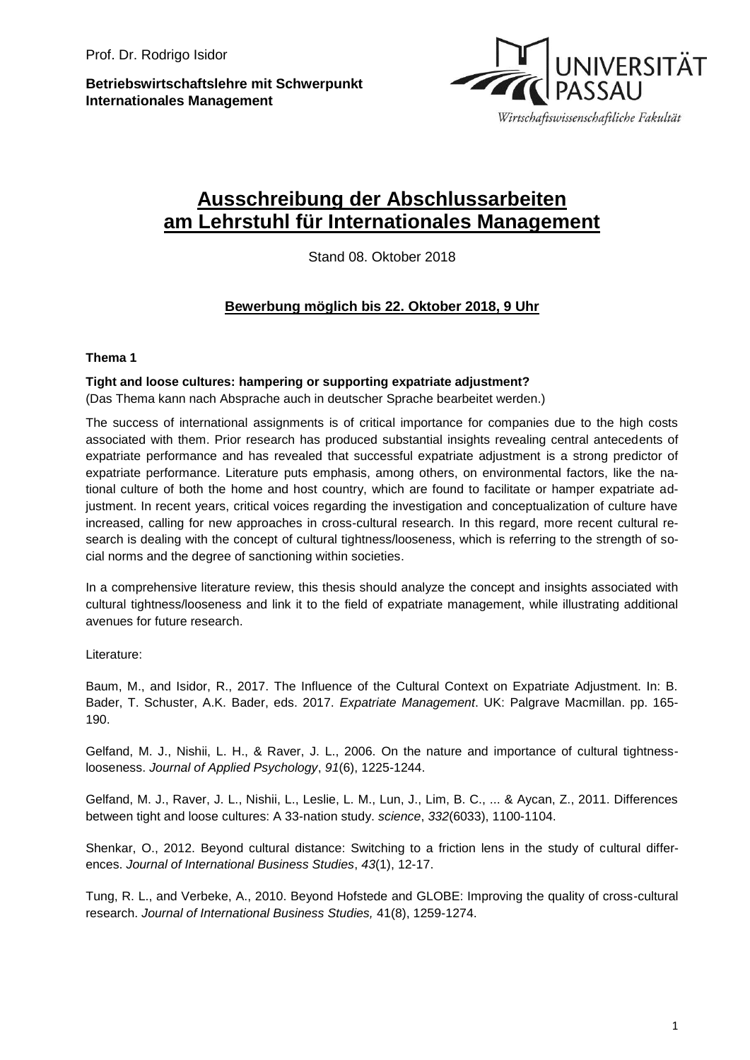Prof. Dr. Rodrigo Isidor

**Betriebswirtschaftslehre mit Schwerpunkt Internationales Management**

UNIVERSITÄT PASSAU
Wirtschaftswissenschaftliche Fakultät

# Ausschreibung der Abschlussarbeiten am Lehrstuhl für Internationales Management

Stand 08. Oktober 2018

**Bewerbung möglich bis 22. Oktober 2018, 9 Uhr**

### Thema 1

**Tight and loose cultures: hampering or supporting expatriate adjustment?**
(Das Thema kann nach Absprache auch in deutscher Sprache bearbeitet werden.)

The success of international assignments is of critical importance for companies due to the high costs associated with them. Prior research has produced substantial insights revealing central antecedents of expatriate performance and has revealed that successful expatriate adjustment is a strong predictor of expatriate performance. Literature puts emphasis, among others, on environmental factors, like the national culture of both the home and host country, which are found to facilitate or hamper expatriate adjustment. In recent years, critical voices regarding the investigation and conceptualization of culture have increased, calling for new approaches in cross-cultural research. In this regard, more recent cultural research is dealing with the concept of cultural tightness/looseness, which is referring to the strength of social norms and the degree of sanctioning within societies.

In a comprehensive literature review, this thesis should analyze the concept and insights associated with cultural tightness/looseness and link it to the field of expatriate management, while illustrating additional avenues for future research.

Literature:

Baum, M., and Isidor, R., 2017. The Influence of the Cultural Context on Expatriate Adjustment. In: B. Bader, T. Schuster, A.K. Bader, eds. 2017. *Expatriate Management*. UK: Palgrave Macmillan. pp. 165-190.

Gelfand, M. J., Nishii, L. H., & Raver, J. L., 2006. On the nature and importance of cultural tightness-looseness. *Journal of Applied Psychology*, *91*(6), 1225-1244.

Gelfand, M. J., Raver, J. L., Nishii, L., Leslie, L. M., Lun, J., Lim, B. C., ... & Aycan, Z., 2011. Differences between tight and loose cultures: A 33-nation study. *science*, *332*(6033), 1100-1104.

Shenkar, O., 2012. Beyond cultural distance: Switching to a friction lens in the study of cultural differences. *Journal of International Business Studies*, *43*(1), 12-17.

Tung, R. L., and Verbeke, A., 2010. Beyond Hofstede and GLOBE: Improving the quality of cross-cultural research. *Journal of International Business Studies,* 41(8), 1259-1274.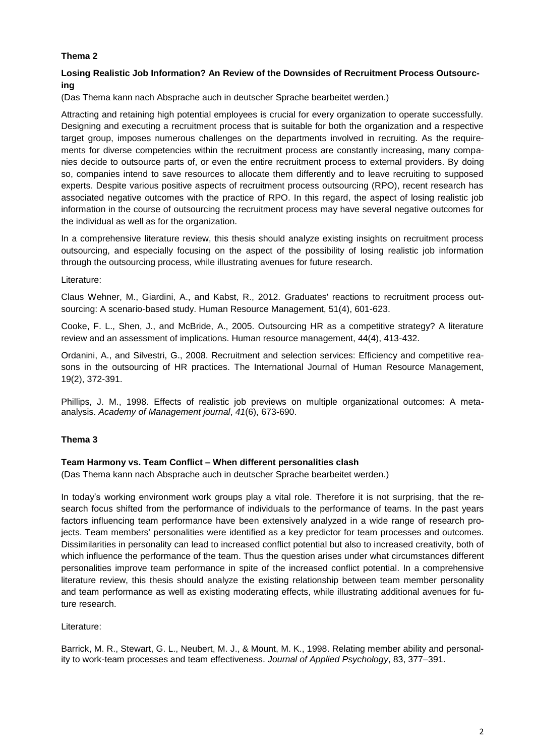## Thema 2

**Losing Realistic Job Information? An Review of the Downsides of Recruitment Process Outsourcing**

(Das Thema kann nach Absprache auch in deutscher Sprache bearbeitet werden.)

Attracting and retaining high potential employees is crucial for every organization to operate successfully. Designing and executing a recruitment process that is suitable for both the organization and a respective target group, imposes numerous challenges on the departments involved in recruiting. As the requirements for diverse competencies within the recruitment process are constantly increasing, many companies decide to outsource parts of, or even the entire recruitment process to external providers. By doing so, companies intend to save resources to allocate them differently and to leave recruiting to supposed experts. Despite various positive aspects of recruitment process outsourcing (RPO), recent research has associated negative outcomes with the practice of RPO. In this regard, the aspect of losing realistic job information in the course of outsourcing the recruitment process may have several negative outcomes for the individual as well as for the organization.

In a comprehensive literature review, this thesis should analyze existing insights on recruitment process outsourcing, and especially focusing on the aspect of the possibility of losing realistic job information through the outsourcing process, while illustrating avenues for future research.

Literature:

Claus Wehner, M., Giardini, A., and Kabst, R., 2012. Graduates' reactions to recruitment process outsourcing: A scenario-based study. Human Resource Management, 51(4), 601-623.

Cooke, F. L., Shen, J., and McBride, A., 2005. Outsourcing HR as a competitive strategy? A literature review and an assessment of implications. Human resource management, 44(4), 413-432.

Ordanini, A., and Silvestri, G., 2008. Recruitment and selection services: Efficiency and competitive reasons in the outsourcing of HR practices. The International Journal of Human Resource Management, 19(2), 372-391.

Phillips, J. M., 1998. Effects of realistic job previews on multiple organizational outcomes: A meta-analysis. *Academy of Management journal*, *41*(6), 673-690.

## Thema 3

**Team Harmony vs. Team Conflict – When different personalities clash**

(Das Thema kann nach Absprache auch in deutscher Sprache bearbeitet werden.)

In today's working environment work groups play a vital role. Therefore it is not surprising, that the research focus shifted from the performance of individuals to the performance of teams. In the past years factors influencing team performance have been extensively analyzed in a wide range of research projects. Team members' personalities were identified as a key predictor for team processes and outcomes. Dissimilarities in personality can lead to increased conflict potential but also to increased creativity, both of which influence the performance of the team. Thus the question arises under what circumstances different personalities improve team performance in spite of the increased conflict potential. In a comprehensive literature review, this thesis should analyze the existing relationship between team member personality and team performance as well as existing moderating effects, while illustrating additional avenues for future research.

Literature:

Barrick, M. R., Stewart, G. L., Neubert, M. J., & Mount, M. K., 1998. Relating member ability and personality to work-team processes and team effectiveness. *Journal of Applied Psychology*, 83, 377–391.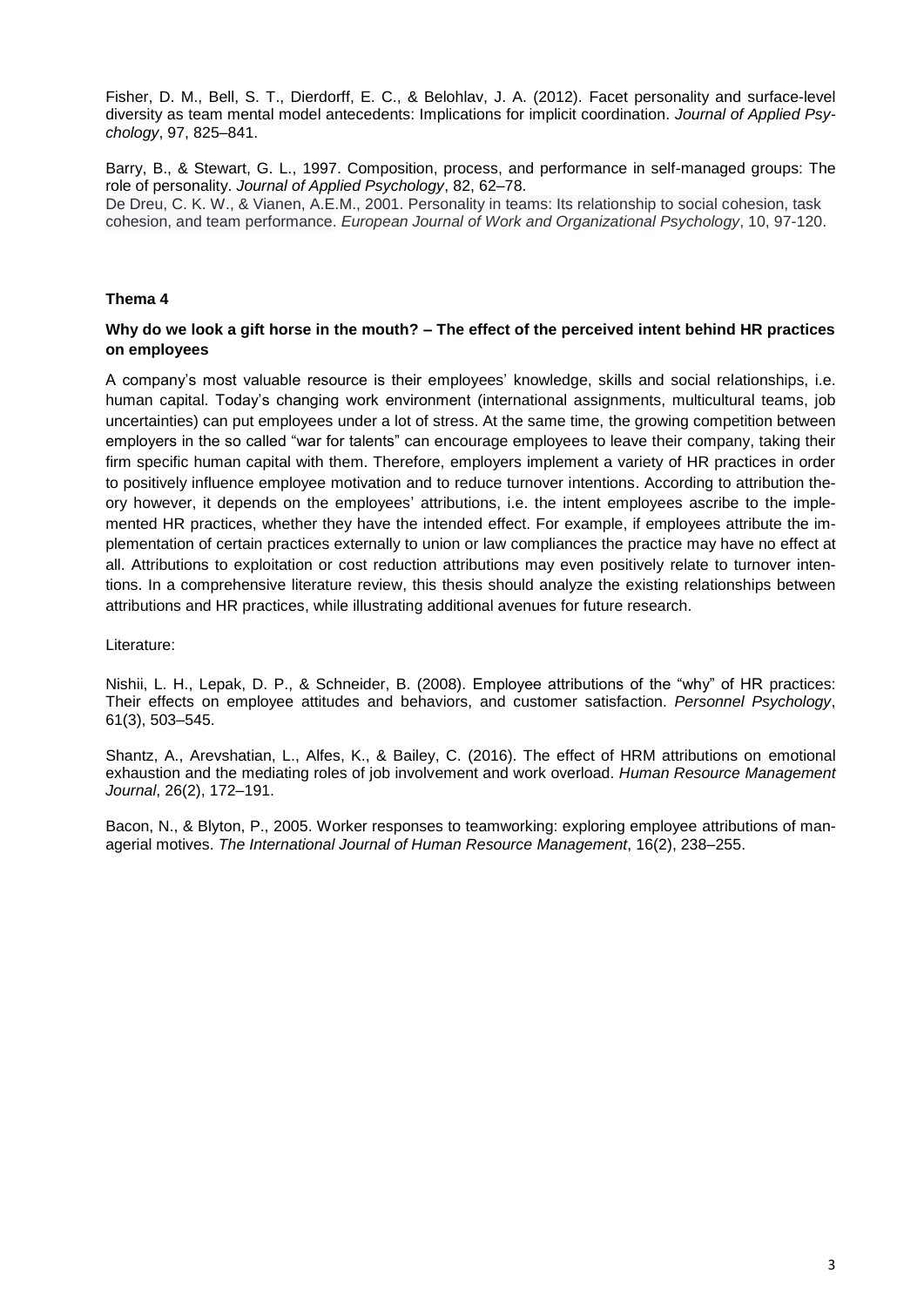Fisher, D. M., Bell, S. T., Dierdorff, E. C., & Belohlav, J. A. (2012). Facet personality and surface-level diversity as team mental model antecedents: Implications for implicit coordination. *Journal of Applied Psychology*, 97, 825–841.

Barry, B., & Stewart, G. L., 1997. Composition, process, and performance in self-managed groups: The role of personality. *Journal of Applied Psychology*, 82, 62–78.
De Dreu, C. K. W., & Vianen, A.E.M., 2001. Personality in teams: Its relationship to social cohesion, task cohesion, and team performance. *European Journal of Work and Organizational Psychology*, 10, 97-120.

**Thema 4**

**Why do we look a gift horse in the mouth? – The effect of the perceived intent behind HR practices on employees**

A company's most valuable resource is their employees' knowledge, skills and social relationships, i.e. human capital. Today's changing work environment (international assignments, multicultural teams, job uncertainties) can put employees under a lot of stress. At the same time, the growing competition between employers in the so called "war for talents" can encourage employees to leave their company, taking their firm specific human capital with them. Therefore, employers implement a variety of HR practices in order to positively influence employee motivation and to reduce turnover intentions. According to attribution theory however, it depends on the employees' attributions, i.e. the intent employees ascribe to the implemented HR practices, whether they have the intended effect. For example, if employees attribute the implementation of certain practices externally to union or law compliances the practice may have no effect at all. Attributions to exploitation or cost reduction attributions may even positively relate to turnover intentions. In a comprehensive literature review, this thesis should analyze the existing relationships between attributions and HR practices, while illustrating additional avenues for future research.

Literature:

Nishii, L. H., Lepak, D. P., & Schneider, B. (2008). Employee attributions of the "why" of HR practices: Their effects on employee attitudes and behaviors, and customer satisfaction. *Personnel Psychology*, 61(3), 503–545.

Shantz, A., Arevshatian, L., Alfes, K., & Bailey, C. (2016). The effect of HRM attributions on emotional exhaustion and the mediating roles of job involvement and work overload. *Human Resource Management Journal*, 26(2), 172–191.

Bacon, N., & Blyton, P., 2005. Worker responses to teamworking: exploring employee attributions of managerial motives. *The International Journal of Human Resource Management*, 16(2), 238–255.